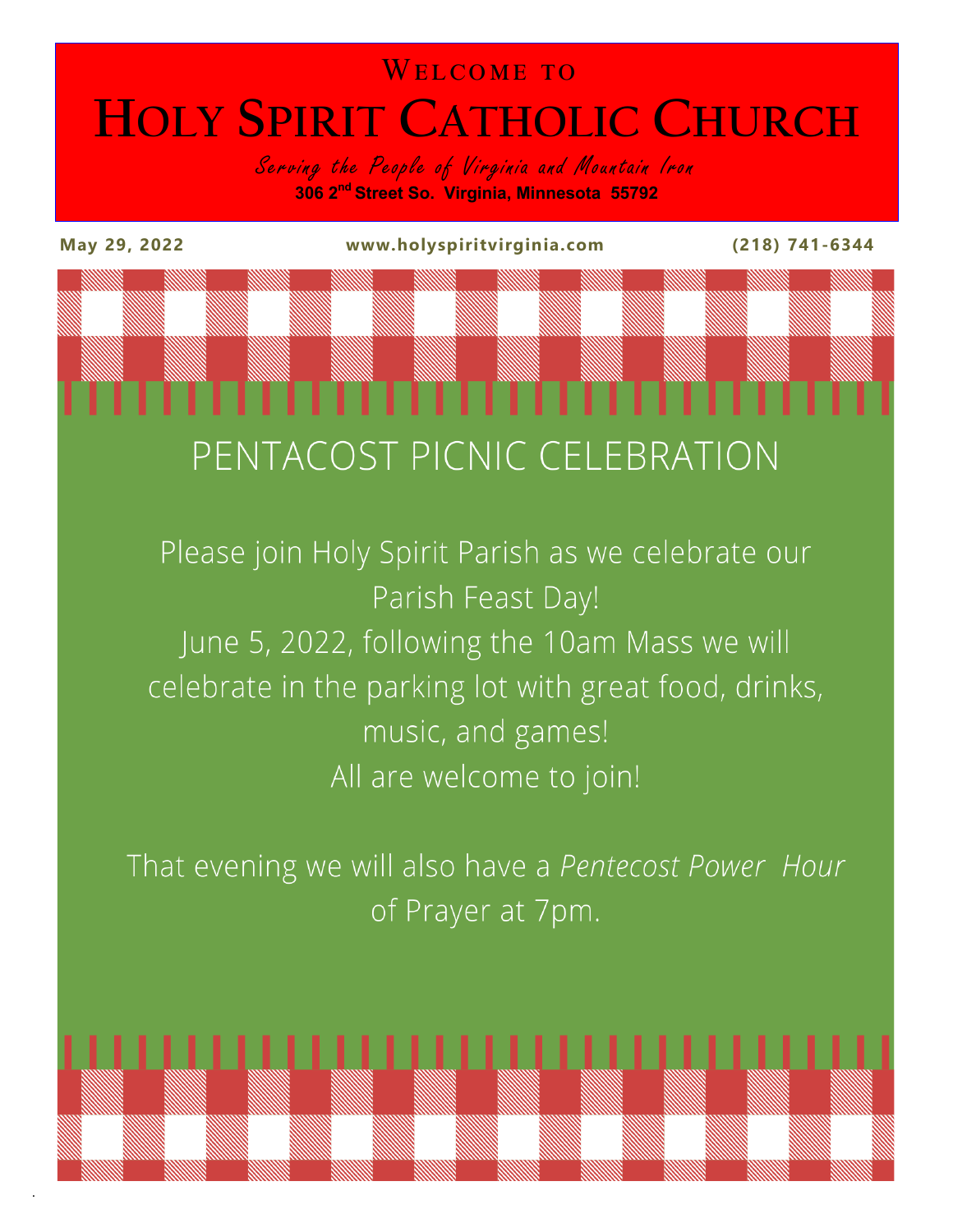# Welcome to Holy Spirit Catholic Church

*Serving the People of Virginia and Mountain Iron*

**306 2nd Street So. Virginia, Minnesota 55792**

**May 29, 2022** **www.holyspiritvirginia.com** **(218) 741-6344**

## PENTACOST PICNIC CELEBRATION

Please join Holy Spirit Parish as we celebrate our Parish Feast Day!

June 5, 2022, following the 10am Mass we will celebrate in the parking lot with great food, drinks, music, and games!

All are welcome to join!

That evening we will also have a *Pentecost Power Hour* of Prayer at 7pm.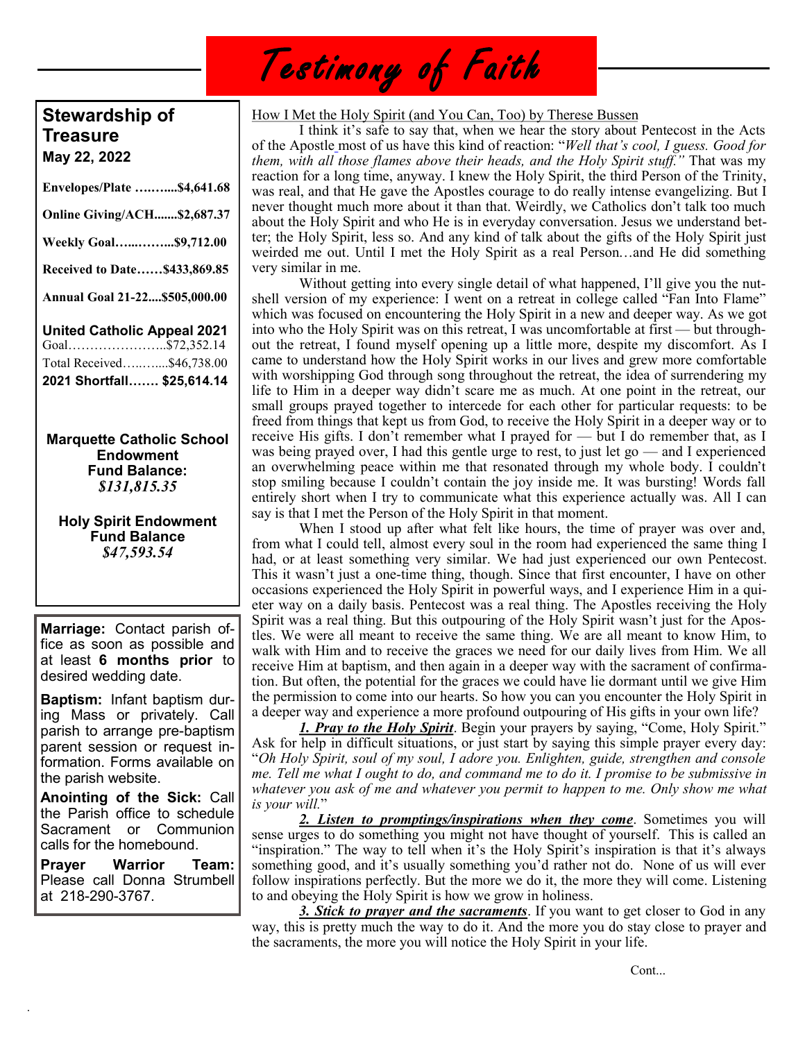# Testimony of Faith

## Stewardship of Treasure

**May 22, 2022**

**Envelopes/Plate ……....$4,641.68**

**Online Giving/ACH.......$2,687.37**

**Weekly Goal…...……...$9,712.00**

**Received to Date……$433,869.85**

**Annual Goal 21-22....$505,000.00**

**United Catholic Appeal 2021**

Goal…………………..$72,352.14

Total Received…..…....$46,738.00

**2021 Shortfall……. $25,614.14**

**Marquette Catholic School Endowment Fund Balance:**
***$131,815.35***

**Holy Spirit Endowment Fund Balance**
***$47,593.54***

**Marriage:** Contact parish office as soon as possible and at least **6 months prior** to desired wedding date.

**Baptism:** Infant baptism during Mass or privately. Call parish to arrange pre-baptism parent session or request information. Forms available on the parish website.

**Anointing of the Sick:** Call the Parish office to schedule Sacrament or Communion calls for the homebound.

**Prayer Warrior Team:** Please call Donna Strumbell at 218-290-3767.

How I Met the Holy Spirit (and You Can, Too) by Therese Bussen

I think it's safe to say that, when we hear the story about Pentecost in the Acts of the Apostle most of us have this kind of reaction: "*Well that's cool, I guess. Good for them, with all those flames above their heads, and the Holy Spirit stuff.*" That was my reaction for a long time, anyway. I knew the Holy Spirit, the third Person of the Trinity, was real, and that He gave the Apostles courage to do really intense evangelizing. But I never thought much more about it than that. Weirdly, we Catholics don't talk too much about the Holy Spirit and who He is in everyday conversation. Jesus we understand better; the Holy Spirit, less so. And any kind of talk about the gifts of the Holy Spirit just weirded me out. Until I met the Holy Spirit as a real Person…and He did something very similar in me.

Without getting into every single detail of what happened, I'll give you the nutshell version of my experience: I went on a retreat in college called "Fan Into Flame" which was focused on encountering the Holy Spirit in a new and deeper way. As we got into who the Holy Spirit was on this retreat, I was uncomfortable at first — but throughout the retreat, I found myself opening up a little more, despite my discomfort. As I came to understand how the Holy Spirit works in our lives and grew more comfortable with worshipping God through song throughout the retreat, the idea of surrendering my life to Him in a deeper way didn't scare me as much. At one point in the retreat, our small groups prayed together to intercede for each other for particular requests: to be freed from things that kept us from God, to receive the Holy Spirit in a deeper way or to receive His gifts. I don't remember what I prayed for — but I do remember that, as I was being prayed over, I had this gentle urge to rest, to just let go — and I experienced an overwhelming peace within me that resonated through my whole body. I couldn't stop smiling because I couldn't contain the joy inside me. It was bursting! Words fall entirely short when I try to communicate what this experience actually was. All I can say is that I met the Person of the Holy Spirit in that moment.

When I stood up after what felt like hours, the time of prayer was over and, from what I could tell, almost every soul in the room had experienced the same thing I had, or at least something very similar. We had just experienced our own Pentecost. This it wasn't just a one-time thing, though. Since that first encounter, I have on other occasions experienced the Holy Spirit in powerful ways, and I experience Him in a quieter way on a daily basis. Pentecost was a real thing. The Apostles receiving the Holy Spirit was a real thing. But this outpouring of the Holy Spirit wasn't just for the Apostles. We were all meant to receive the same thing. We are all meant to know Him, to walk with Him and to receive the graces we need for our daily lives from Him. We all receive Him at baptism, and then again in a deeper way with the sacrament of confirmation. But often, the potential for the graces we could have lie dormant until we give Him the permission to come into our hearts. So how you can you encounter the Holy Spirit in a deeper way and experience a more profound outpouring of His gifts in your own life?

***1. Pray to the Holy Spirit***. Begin your prayers by saying, "Come, Holy Spirit." Ask for help in difficult situations, or just start by saying this simple prayer every day: "*Oh Holy Spirit, soul of my soul, I adore you. Enlighten, guide, strengthen and console me. Tell me what I ought to do, and command me to do it. I promise to be submissive in whatever you ask of me and whatever you permit to happen to me. Only show me what is your will.*"

***2. Listen to promptings/inspirations when they come***. Sometimes you will sense urges to do something you might not have thought of yourself. This is called an "inspiration." The way to tell when it's the Holy Spirit's inspiration is that it's always something good, and it's usually something you'd rather not do. None of us will ever follow inspirations perfectly. But the more we do it, the more they will come. Listening to and obeying the Holy Spirit is how we grow in holiness.

***3. Stick to prayer and the sacraments***. If you want to get closer to God in any way, this is pretty much the way to do it. And the more you do stay close to prayer and the sacraments, the more you will notice the Holy Spirit in your life.

Cont...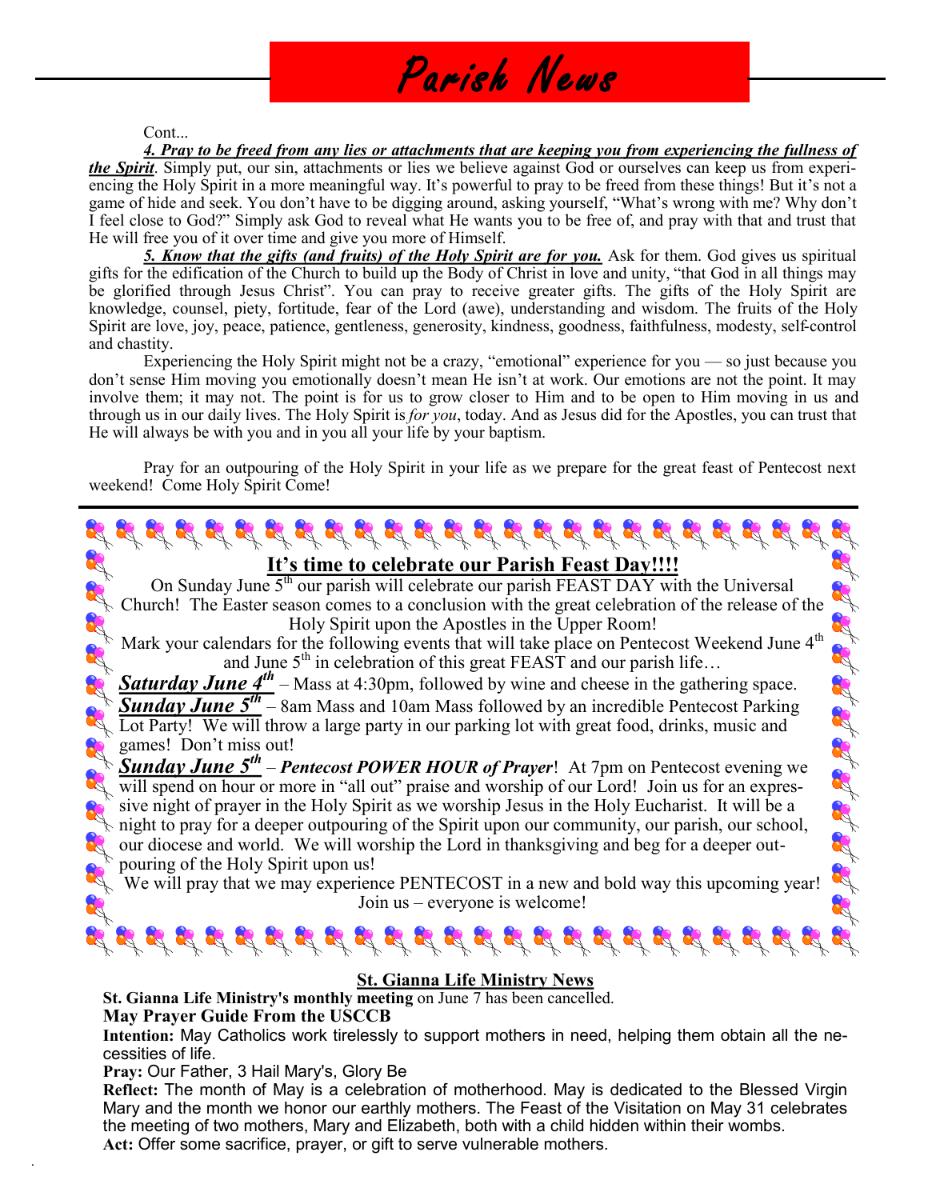# Parish News

Cont...

***4. Pray to be freed from any lies or attachments that are keeping you from experiencing the fullness of the Spirit***. Simply put, our sin, attachments or lies we believe against God or ourselves can keep us from experiencing the Holy Spirit in a more meaningful way. It's powerful to pray to be freed from these things! But it's not a game of hide and seek. You don't have to be digging around, asking yourself, "What's wrong with me? Why don't I feel close to God?" Simply ask God to reveal what He wants you to be free of, and pray with that and trust that He will free you of it over time and give you more of Himself.

***5. Know that the gifts (and fruits) of the Holy Spirit are for you.*** Ask for them. God gives us spiritual gifts for the edification of the Church to build up the Body of Christ in love and unity, "that God in all things may be glorified through Jesus Christ". You can pray to receive greater gifts. The gifts of the Holy Spirit are knowledge, counsel, piety, fortitude, fear of the Lord (awe), understanding and wisdom. The fruits of the Holy Spirit are love, joy, peace, patience, gentleness, generosity, kindness, goodness, faithfulness, modesty, self-control and chastity.

Experiencing the Holy Spirit might not be a crazy, "emotional" experience for you — so just because you don't sense Him moving you emotionally doesn't mean He isn't at work. Our emotions are not the point. It may involve them; it may not. The point is for us to grow closer to Him and to be open to Him moving in us and through us in our daily lives. The Holy Spirit is *for you*, today. And as Jesus did for the Apostles, you can trust that He will always be with you and in you all your life by your baptism.

Pray for an outpouring of the Holy Spirit in your life as we prepare for the great feast of Pentecost next weekend! Come Holy Spirit Come!

---

## It's time to celebrate our Parish Feast Day!!!!

On Sunday June 5th our parish will celebrate our parish FEAST DAY with the Universal Church! The Easter season comes to a conclusion with the great celebration of the release of the Holy Spirit upon the Apostles in the Upper Room!

Mark your calendars for the following events that will take place on Pentecost Weekend June 4th and June 5th in celebration of this great FEAST and our parish life…

***Saturday June 4th*** – Mass at 4:30pm, followed by wine and cheese in the gathering space.

***Sunday June 5th*** – 8am Mass and 10am Mass followed by an incredible Pentecost Parking Lot Party! We will throw a large party in our parking lot with great food, drinks, music and games! Don't miss out!

***Sunday June 5th*** – ***Pentecost POWER HOUR of Prayer***! At 7pm on Pentecost evening we will spend on hour or more in "all out" praise and worship of our Lord! Join us for an expressive night of prayer in the Holy Spirit as we worship Jesus in the Holy Eucharist. It will be a night to pray for a deeper outpouring of the Spirit upon our community, our parish, our school, our diocese and world. We will worship the Lord in thanksgiving and beg for a deeper outpouring of the Holy Spirit upon us!

We will pray that we may experience PENTECOST in a new and bold way this upcoming year! Join us – everyone is welcome!

## St. Gianna Life Ministry News

**St. Gianna Life Ministry's monthly meeting** on June 7 has been cancelled.

**May Prayer Guide From the USCCB**

**Intention:** May Catholics work tirelessly to support mothers in need, helping them obtain all the necessities of life.

**Pray:** Our Father, 3 Hail Mary's, Glory Be

**Reflect:** The month of May is a celebration of motherhood. May is dedicated to the Blessed Virgin Mary and the month we honor our earthly mothers. The Feast of the Visitation on May 31 celebrates the meeting of two mothers, Mary and Elizabeth, both with a child hidden within their wombs.

**Act:** Offer some sacrifice, prayer, or gift to serve vulnerable mothers.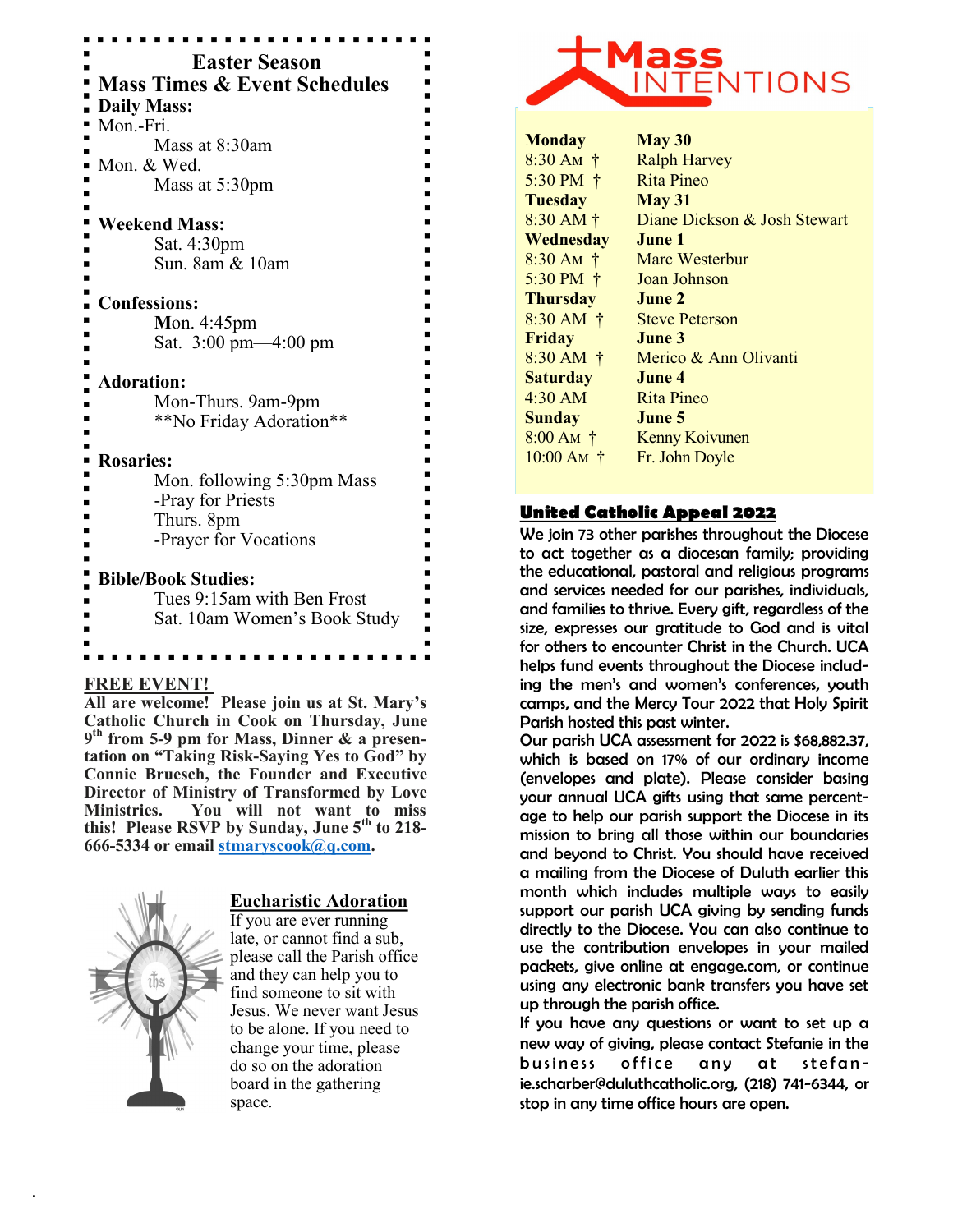## Easter Season
## Mass Times & Event Schedules

**Daily Mass:**

Mon.-Fri.
Mass at 8:30am

Mon. & Wed.
Mass at 5:30pm

**Weekend Mass:**

Sat. 4:30pm
Sun. 8am & 10am

**Confessions:**

Mon. 4:45pm
Sat. 3:00 pm—4:00 pm

**Adoration:**

Mon-Thurs. 9am-9pm
**No Friday Adoration**

**Rosaries:**

Mon. following 5:30pm Mass
-Pray for Priests
Thurs. 8pm
-Prayer for Vocations

**Bible/Book Studies:**

Tues 9:15am with Ben Frost
Sat. 10am Women's Book Study

**FREE EVENT!**

**All are welcome! Please join us at St. Mary's Catholic Church in Cook on Thursday, June 9th from 5-9 pm for Mass, Dinner & a presentation on "Taking Risk-Saying Yes to God" by Connie Bruesch, the Founder and Executive Director of Ministry of Transformed by Love Ministries. You will not want to miss this! Please RSVP by Sunday, June 5th to 218-666-5334 or email stmaryscook@q.com.**

**Eucharistic Adoration**

If you are ever running late, or cannot find a sub, please call the Parish office and they can help you to find someone to sit with Jesus. We never want Jesus to be alone. If you need to change your time, please do so on the adoration board in the gathering space.

## Mass INTENTIONS

| | |
|---|---|
| **Monday** | **May 30** |
| 8:30 AM † | Ralph Harvey |
| 5:30 PM † | Rita Pineo |
| **Tuesday** | **May 31** |
| 8:30 AM † | Diane Dickson & Josh Stewart |
| **Wednesday** | **June 1** |
| 8:30 AM † | Marc Westerbur |
| 5:30 PM † | Joan Johnson |
| **Thursday** | **June 2** |
| 8:30 AM † | Steve Peterson |
| **Friday** | **June 3** |
| 8:30 AM † | Merico & Ann Olivanti |
| **Saturday** | **June 4** |
| 4:30 AM | Rita Pineo |
| **Sunday** | **June 5** |
| 8:00 AM † | Kenny Koivunen |
| 10:00 AM † | Fr. John Doyle |

**United Catholic Appeal 2022**

We join 73 other parishes throughout the Diocese to act together as a diocesan family; providing the educational, pastoral and religious programs and services needed for our parishes, individuals, and families to thrive. Every gift, regardless of the size, expresses our gratitude to God and is vital for others to encounter Christ in the Church. UCA helps fund events throughout the Diocese including the men's and women's conferences, youth camps, and the Mercy Tour 2022 that Holy Spirit Parish hosted this past winter.

Our parish UCA assessment for 2022 is $68,882.37, which is based on 17% of our ordinary income (envelopes and plate). Please consider basing your annual UCA gifts using that same percentage to help our parish support the Diocese in its mission to bring all those within our boundaries and beyond to Christ. You should have received a mailing from the Diocese of Duluth earlier this month which includes multiple ways to easily support our parish UCA giving by sending funds directly to the Diocese. You can also continue to use the contribution envelopes in your mailed packets, give online at engage.com, or continue using any electronic bank transfers you have set up through the parish office.

If you have any questions or want to set up a new way of giving, please contact Stefanie in the business office any at stefanie.scharber@duluthcatholic.org, (218) 741-6344, or stop in any time office hours are open.